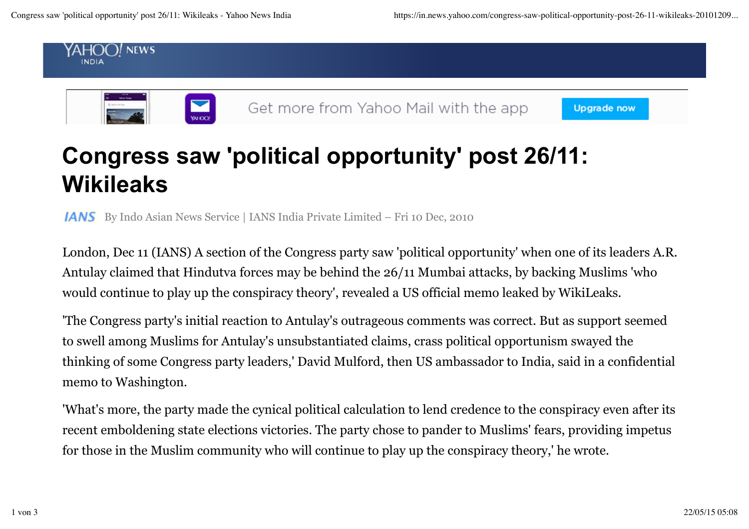# Congress saw 'political opportunity' post 26/11: Wikileaks

IANS By Indo Asian News Service | IANS India Private Limited – Fri 10 Dec, 2010

London, Dec 11 (IANS) A section of the Congress party saw 'political opportunity' when one of its leaders A.R. Antulay claimed that Hindutva forces may be behind the 26/11 Mumbai attacks, by backing Muslims 'who would continue to play up the conspiracy theory', revealed a US official memo leaked by WikiLeaks.

'The Congress party's initial reaction to Antulay's outrageous comments was correct. But as support seemed to swell among Muslims for Antulay's unsubstantiated claims, crass political opportunism swayed the thinking of some Congress party leaders,' David Mulford, then US ambassador to India, said in a confidential memo to Washington.

'What's more, the party made the cynical political calculation to lend credence to the conspiracy even after its recent emboldening state elections victories. The party chose to pander to Muslims' fears, providing impetus for those in the Muslim community who will continue to play up the conspiracy theory,' he wrote.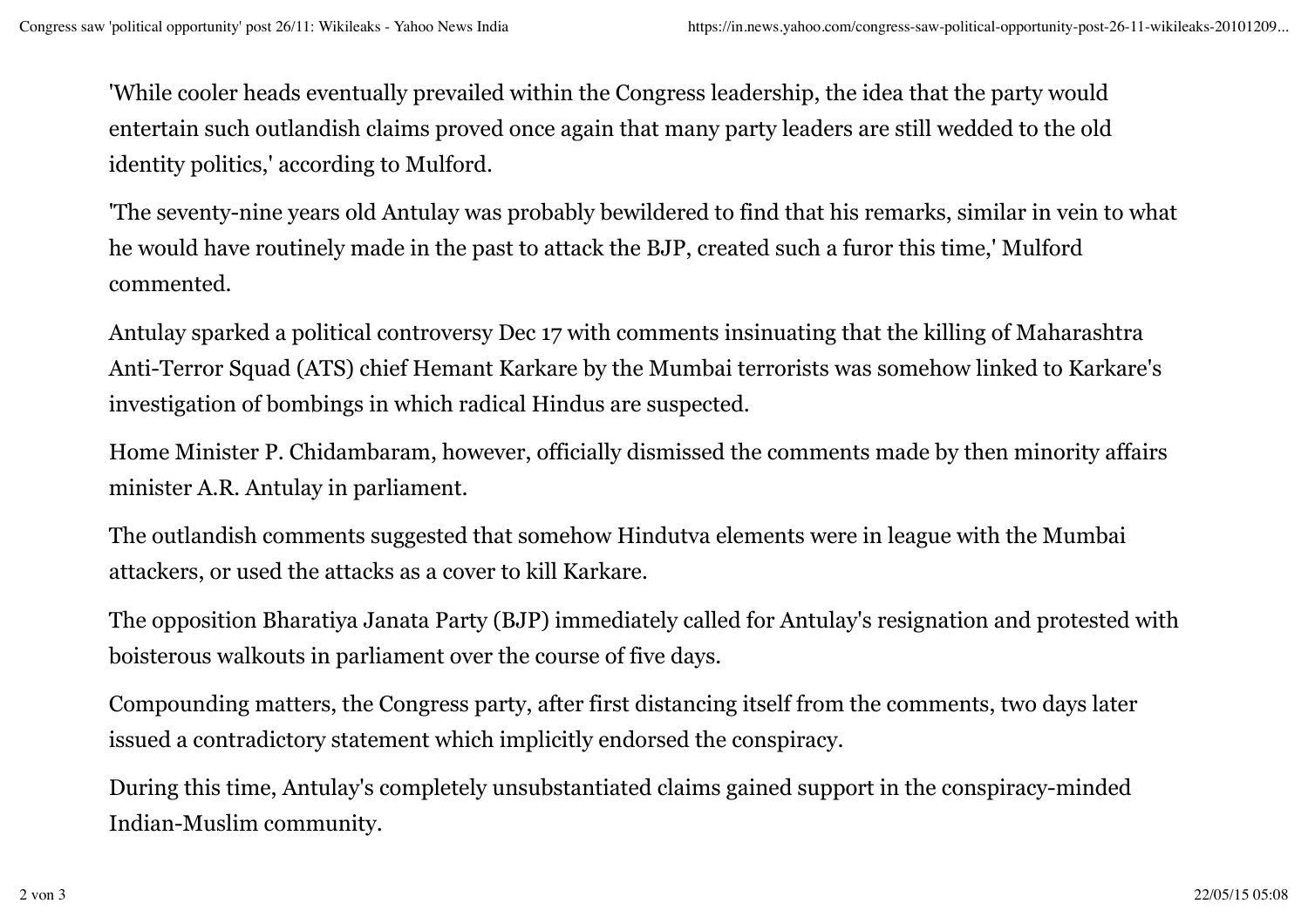'While cooler heads eventually prevailed within the Congress leadership, the idea that the party would entertain such outlandish claims proved once again that many party leaders are still wedded to the old identity politics,' according to Mulford.

'The seventy-nine years old Antulay was probably bewildered to find that his remarks, similar in vein to what he would have routinely made in the past to attack the BJP, created such a furor this time,' Mulford commented.

Antulay sparked a political controversy Dec 17 with comments insinuating that the killing of Maharashtra Anti-Terror Squad (ATS) chief Hemant Karkare by the Mumbai terrorists was somehow linked to Karkare's investigation of bombings in which radical Hindus are suspected.

Home Minister P. Chidambaram, however, officially dismissed the comments made by then minority affairs minister A.R. Antulay in parliament.

The outlandish comments suggested that somehow Hindutva elements were in league with the Mumbai attackers, or used the attacks as a cover to kill Karkare.

The opposition Bharatiya Janata Party (BJP) immediately called for Antulay's resignation and protested with boisterous walkouts in parliament over the course of five days.

Compounding matters, the Congress party, after first distancing itself from the comments, two days later issued a contradictory statement which implicitly endorsed the conspiracy.

During this time, Antulay's completely unsubstantiated claims gained support in the conspiracy-minded Indian-Muslim community.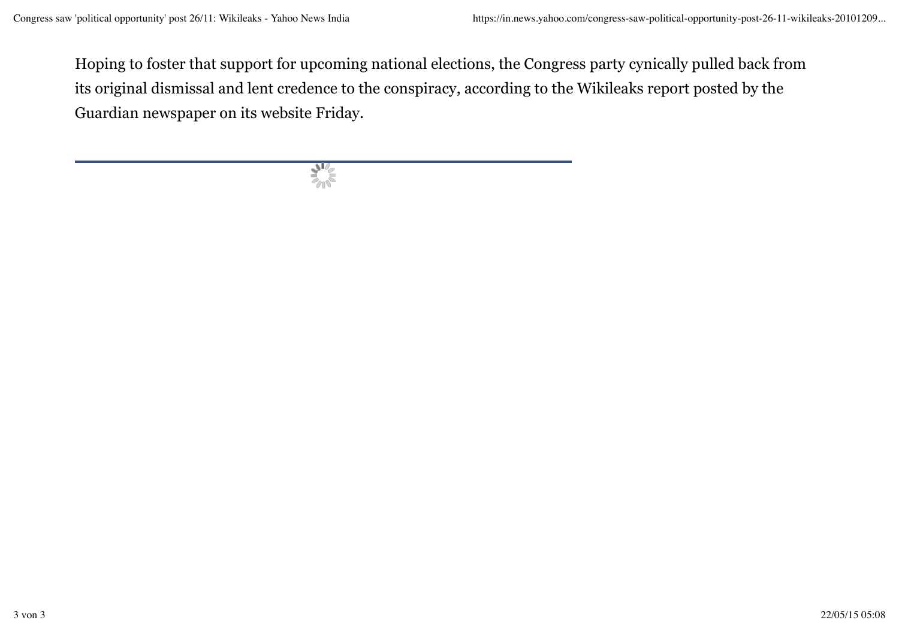Hoping to foster that support for upcoming national elections, the Congress party cynically pulled back from its original dismissal and lent credence to the conspiracy, according to the Wikileaks report posted by the Guardian newspaper on its website Friday.